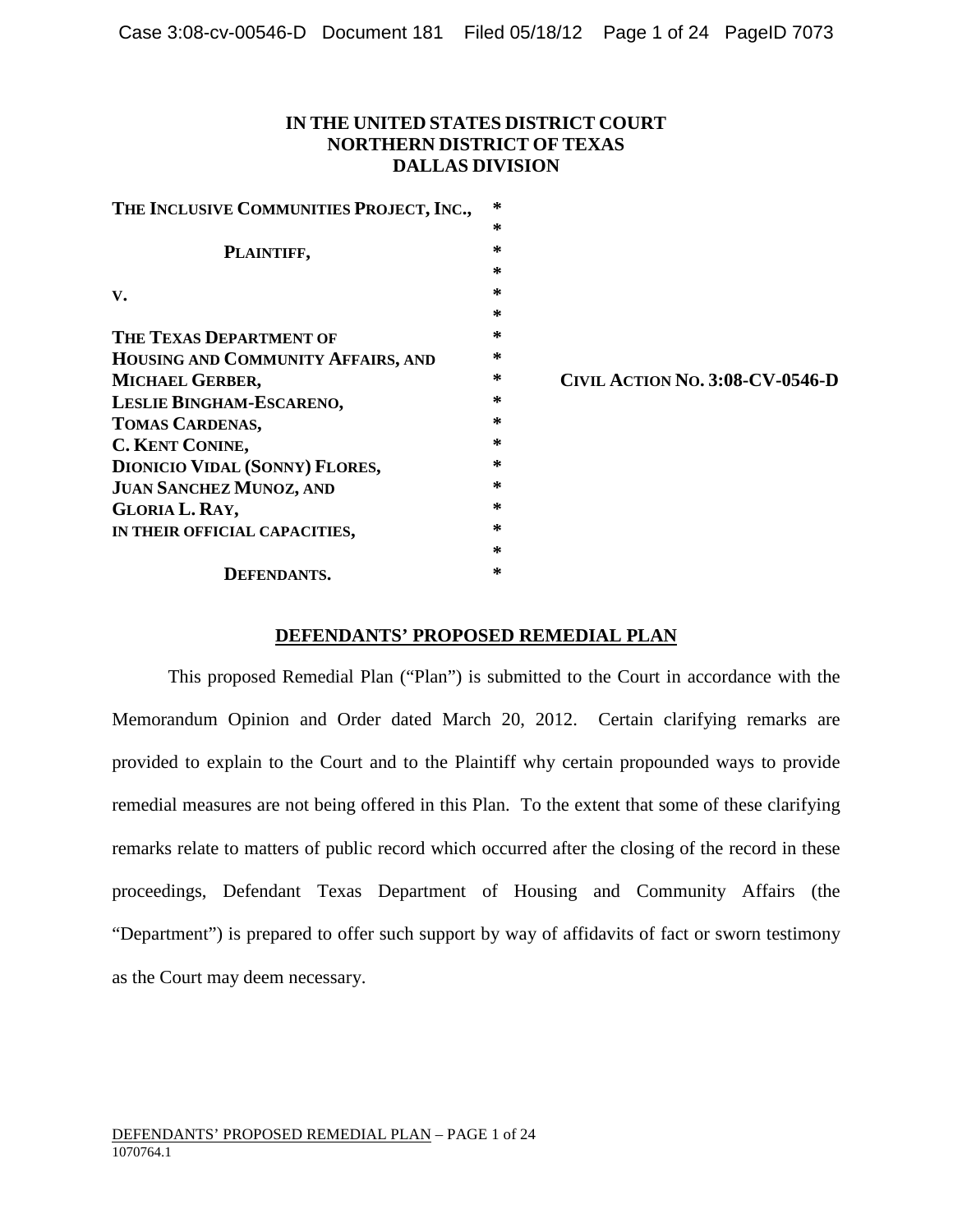**IN THE UNITED STATES DISTRICT COURT**
**NORTHERN DISTRICT OF TEXAS**
**DALLAS DIVISION**

| | | |
|---|---|---|
| **THE INCLUSIVE COMMUNITIES PROJECT, INC.,** | * | |
| | * | |
| **PLAINTIFF,** | * | |
| | * | |
| **V.** | * | |
| | * | |
| **THE TEXAS DEPARTMENT OF** | * | |
| **HOUSING AND COMMUNITY AFFAIRS, AND** | * | |
| **MICHAEL GERBER,** | * | **CIVIL ACTION NO. 3:08-CV-0546-D** |
| **LESLIE BINGHAM-ESCARENO,** | * | |
| **TOMAS CARDENAS,** | * | |
| **C. KENT CONINE,** | * | |
| **DIONICIO VIDAL (SONNY) FLORES,** | * | |
| **JUAN SANCHEZ MUNOZ, AND** | * | |
| **GLORIA L. RAY,** | * | |
| **IN THEIR OFFICIAL CAPACITIES,** | * | |
| | * | |
| **DEFENDANTS.** | * | |

## DEFENDANTS' PROPOSED REMEDIAL PLAN

This proposed Remedial Plan ("Plan") is submitted to the Court in accordance with the Memorandum Opinion and Order dated March 20, 2012. Certain clarifying remarks are provided to explain to the Court and to the Plaintiff why certain propounded ways to provide remedial measures are not being offered in this Plan. To the extent that some of these clarifying remarks relate to matters of public record which occurred after the closing of the record in these proceedings, Defendant Texas Department of Housing and Community Affairs (the "Department") is prepared to offer such support by way of affidavits of fact or sworn testimony as the Court may deem necessary.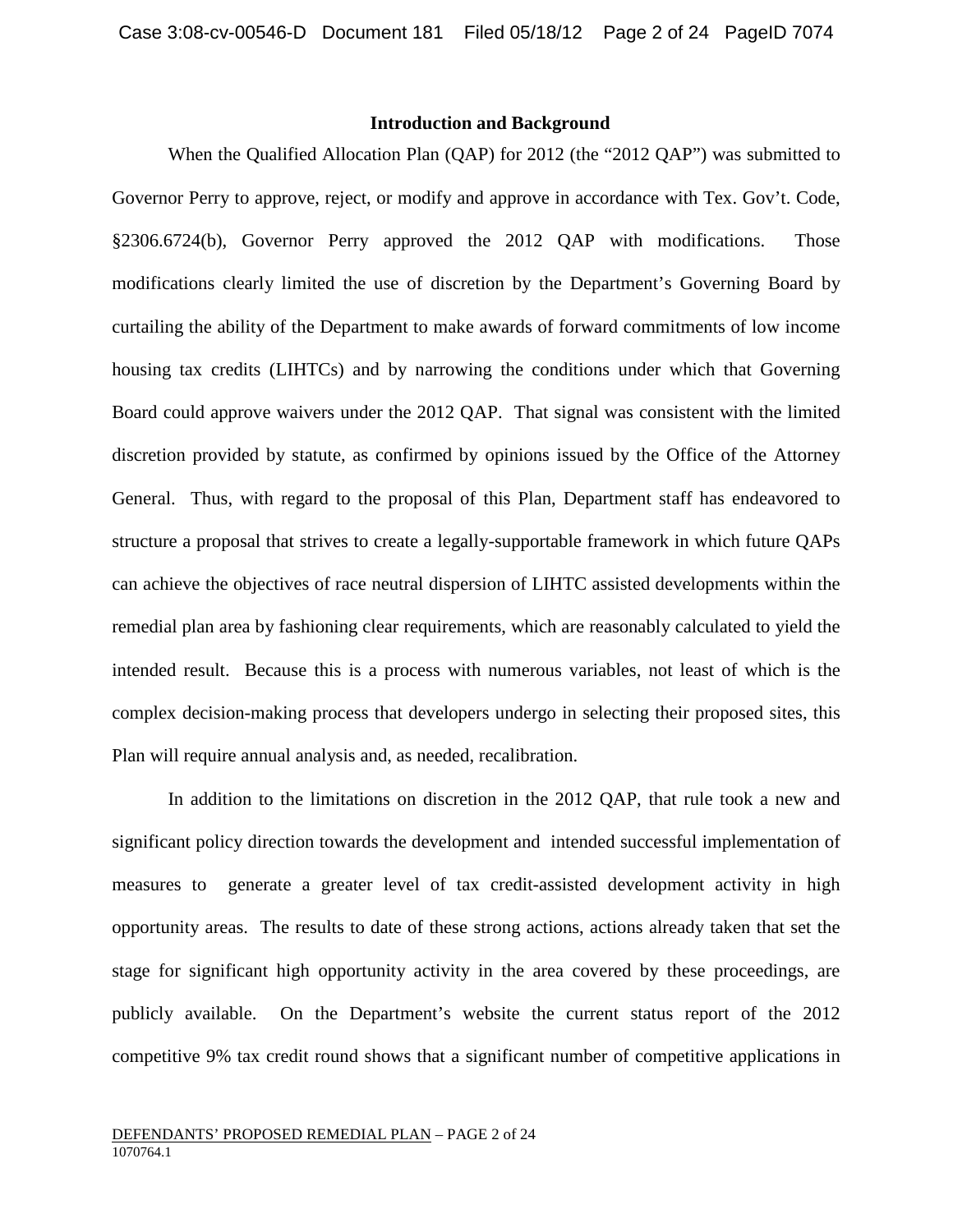## Introduction and Background

When the Qualified Allocation Plan (QAP) for 2012 (the "2012 QAP") was submitted to Governor Perry to approve, reject, or modify and approve in accordance with Tex. Gov't. Code, §2306.6724(b), Governor Perry approved the 2012 QAP with modifications. Those modifications clearly limited the use of discretion by the Department's Governing Board by curtailing the ability of the Department to make awards of forward commitments of low income housing tax credits (LIHTCs) and by narrowing the conditions under which that Governing Board could approve waivers under the 2012 QAP. That signal was consistent with the limited discretion provided by statute, as confirmed by opinions issued by the Office of the Attorney General. Thus, with regard to the proposal of this Plan, Department staff has endeavored to structure a proposal that strives to create a legally-supportable framework in which future QAPs can achieve the objectives of race neutral dispersion of LIHTC assisted developments within the remedial plan area by fashioning clear requirements, which are reasonably calculated to yield the intended result. Because this is a process with numerous variables, not least of which is the complex decision-making process that developers undergo in selecting their proposed sites, this Plan will require annual analysis and, as needed, recalibration.

In addition to the limitations on discretion in the 2012 QAP, that rule took a new and significant policy direction towards the development and intended successful implementation of measures to generate a greater level of tax credit-assisted development activity in high opportunity areas. The results to date of these strong actions, actions already taken that set the stage for significant high opportunity activity in the area covered by these proceedings, are publicly available. On the Department's website the current status report of the 2012 competitive 9% tax credit round shows that a significant number of competitive applications in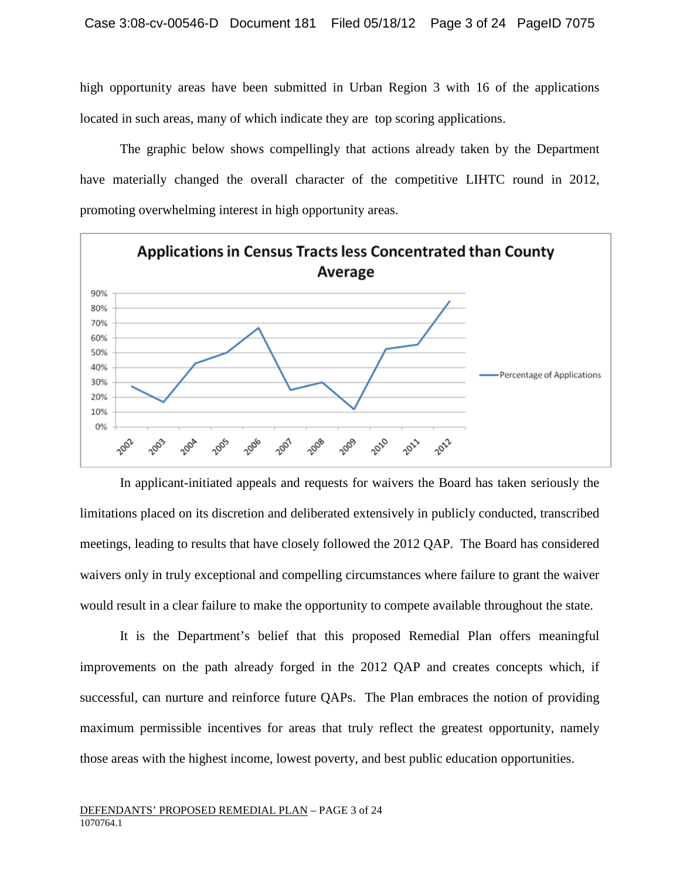high opportunity areas have been submitted in Urban Region 3 with 16 of the applications located in such areas, many of which indicate they are top scoring applications.

The graphic below shows compellingly that actions already taken by the Department have materially changed the overall character of the competitive LIHTC round in 2012, promoting overwhelming interest in high opportunity areas.

**Applications in Census Tracts less Concentrated than County Average**

In applicant-initiated appeals and requests for waivers the Board has taken seriously the limitations placed on its discretion and deliberated extensively in publicly conducted, transcribed meetings, leading to results that have closely followed the 2012 QAP. The Board has considered waivers only in truly exceptional and compelling circumstances where failure to grant the waiver would result in a clear failure to make the opportunity to compete available throughout the state.

It is the Department's belief that this proposed Remedial Plan offers meaningful improvements on the path already forged in the 2012 QAP and creates concepts which, if successful, can nurture and reinforce future QAPs. The Plan embraces the notion of providing maximum permissible incentives for areas that truly reflect the greatest opportunity, namely those areas with the highest income, lowest poverty, and best public education opportunities.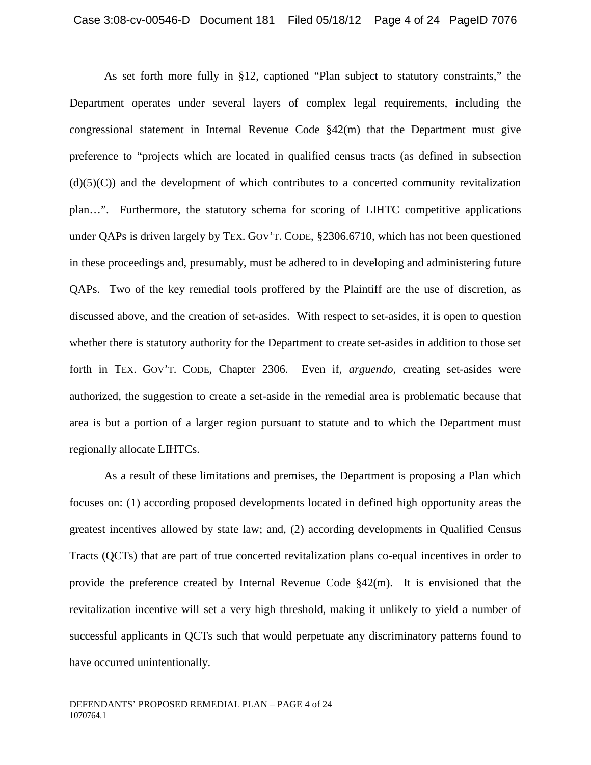As set forth more fully in §12, captioned "Plan subject to statutory constraints," the Department operates under several layers of complex legal requirements, including the congressional statement in Internal Revenue Code §42(m) that the Department must give preference to "projects which are located in qualified census tracts (as defined in subsection (d)(5)(C)) and the development of which contributes to a concerted community revitalization plan…". Furthermore, the statutory schema for scoring of LIHTC competitive applications under QAPs is driven largely by TEX. GOV'T. CODE, §2306.6710, which has not been questioned in these proceedings and, presumably, must be adhered to in developing and administering future QAPs. Two of the key remedial tools proffered by the Plaintiff are the use of discretion, as discussed above, and the creation of set-asides. With respect to set-asides, it is open to question whether there is statutory authority for the Department to create set-asides in addition to those set forth in TEX. GOV'T. CODE, Chapter 2306. Even if, *arguendo*, creating set-asides were authorized, the suggestion to create a set-aside in the remedial area is problematic because that area is but a portion of a larger region pursuant to statute and to which the Department must regionally allocate LIHTCs.

As a result of these limitations and premises, the Department is proposing a Plan which focuses on: (1) according proposed developments located in defined high opportunity areas the greatest incentives allowed by state law; and, (2) according developments in Qualified Census Tracts (QCTs) that are part of true concerted revitalization plans co-equal incentives in order to provide the preference created by Internal Revenue Code §42(m). It is envisioned that the revitalization incentive will set a very high threshold, making it unlikely to yield a number of successful applicants in QCTs such that would perpetuate any discriminatory patterns found to have occurred unintentionally.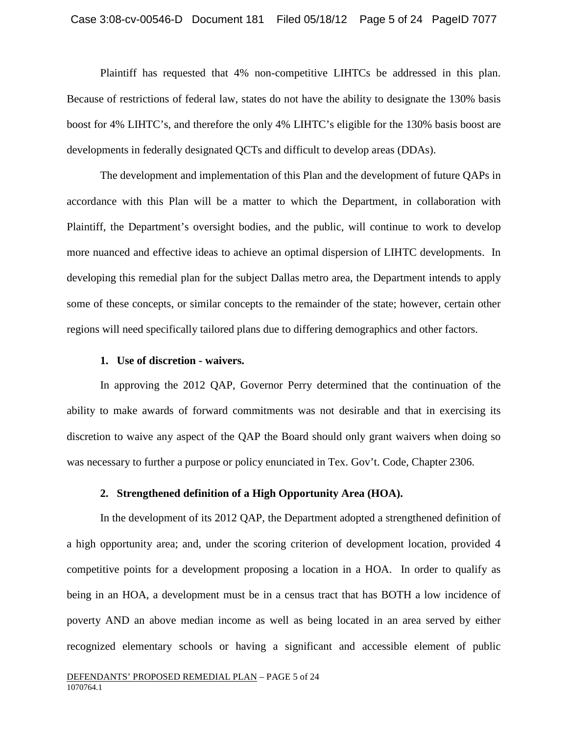Plaintiff has requested that 4% non-competitive LIHTCs be addressed in this plan. Because of restrictions of federal law, states do not have the ability to designate the 130% basis boost for 4% LIHTC's, and therefore the only 4% LIHTC's eligible for the 130% basis boost are developments in federally designated QCTs and difficult to develop areas (DDAs).

The development and implementation of this Plan and the development of future QAPs in accordance with this Plan will be a matter to which the Department, in collaboration with Plaintiff, the Department's oversight bodies, and the public, will continue to work to develop more nuanced and effective ideas to achieve an optimal dispersion of LIHTC developments. In developing this remedial plan for the subject Dallas metro area, the Department intends to apply some of these concepts, or similar concepts to the remainder of the state; however, certain other regions will need specifically tailored plans due to differing demographics and other factors.

**1. Use of discretion - waivers.**

In approving the 2012 QAP, Governor Perry determined that the continuation of the ability to make awards of forward commitments was not desirable and that in exercising its discretion to waive any aspect of the QAP the Board should only grant waivers when doing so was necessary to further a purpose or policy enunciated in Tex. Gov't. Code, Chapter 2306.

**2. Strengthened definition of a High Opportunity Area (HOA).**

In the development of its 2012 QAP, the Department adopted a strengthened definition of a high opportunity area; and, under the scoring criterion of development location, provided 4 competitive points for a development proposing a location in a HOA. In order to qualify as being in an HOA, a development must be in a census tract that has BOTH a low incidence of poverty AND an above median income as well as being located in an area served by either recognized elementary schools or having a significant and accessible element of public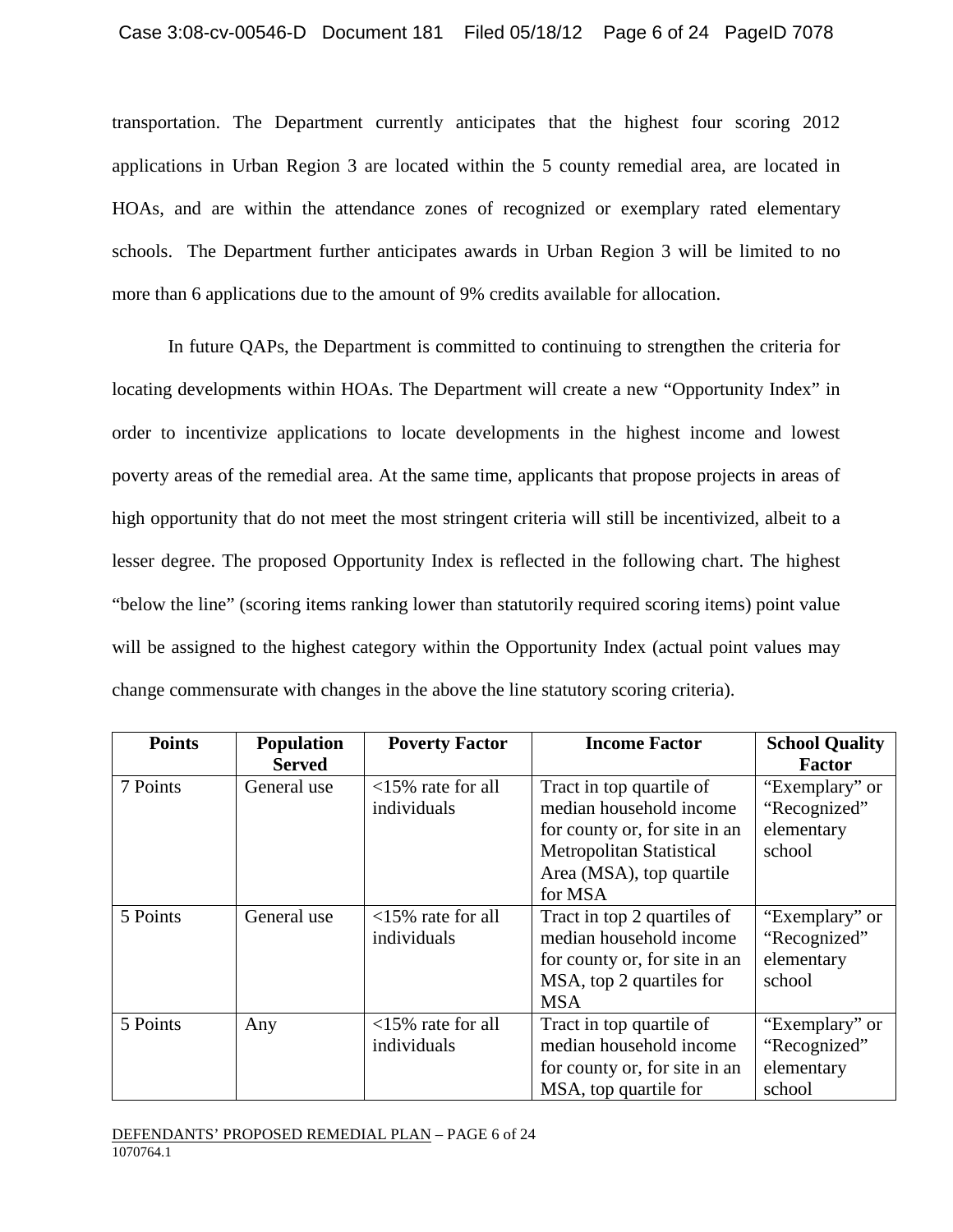transportation. The Department currently anticipates that the highest four scoring 2012 applications in Urban Region 3 are located within the 5 county remedial area, are located in HOAs, and are within the attendance zones of recognized or exemplary rated elementary schools. The Department further anticipates awards in Urban Region 3 will be limited to no more than 6 applications due to the amount of 9% credits available for allocation.

In future QAPs, the Department is committed to continuing to strengthen the criteria for locating developments within HOAs. The Department will create a new "Opportunity Index" in order to incentivize applications to locate developments in the highest income and lowest poverty areas of the remedial area. At the same time, applicants that propose projects in areas of high opportunity that do not meet the most stringent criteria will still be incentivized, albeit to a lesser degree. The proposed Opportunity Index is reflected in the following chart. The highest "below the line" (scoring items ranking lower than statutorily required scoring items) point value will be assigned to the highest category within the Opportunity Index (actual point values may change commensurate with changes in the above the line statutory scoring criteria).

| Points | Population Served | Poverty Factor | Income Factor | School Quality Factor |
|---|---|---|---|---|
| 7 Points | General use | <15% rate for all individuals | Tract in top quartile of median household income for county or, for site in an Metropolitan Statistical Area (MSA), top quartile for MSA | "Exemplary" or "Recognized" elementary school |
| 5 Points | General use | <15% rate for all individuals | Tract in top 2 quartiles of median household income for county or, for site in an MSA, top 2 quartiles for MSA | "Exemplary" or "Recognized" elementary school |
| 5 Points | Any | <15% rate for all individuals | Tract in top quartile of median household income for county or, for site in an MSA, top quartile for | "Exemplary" or "Recognized" elementary school |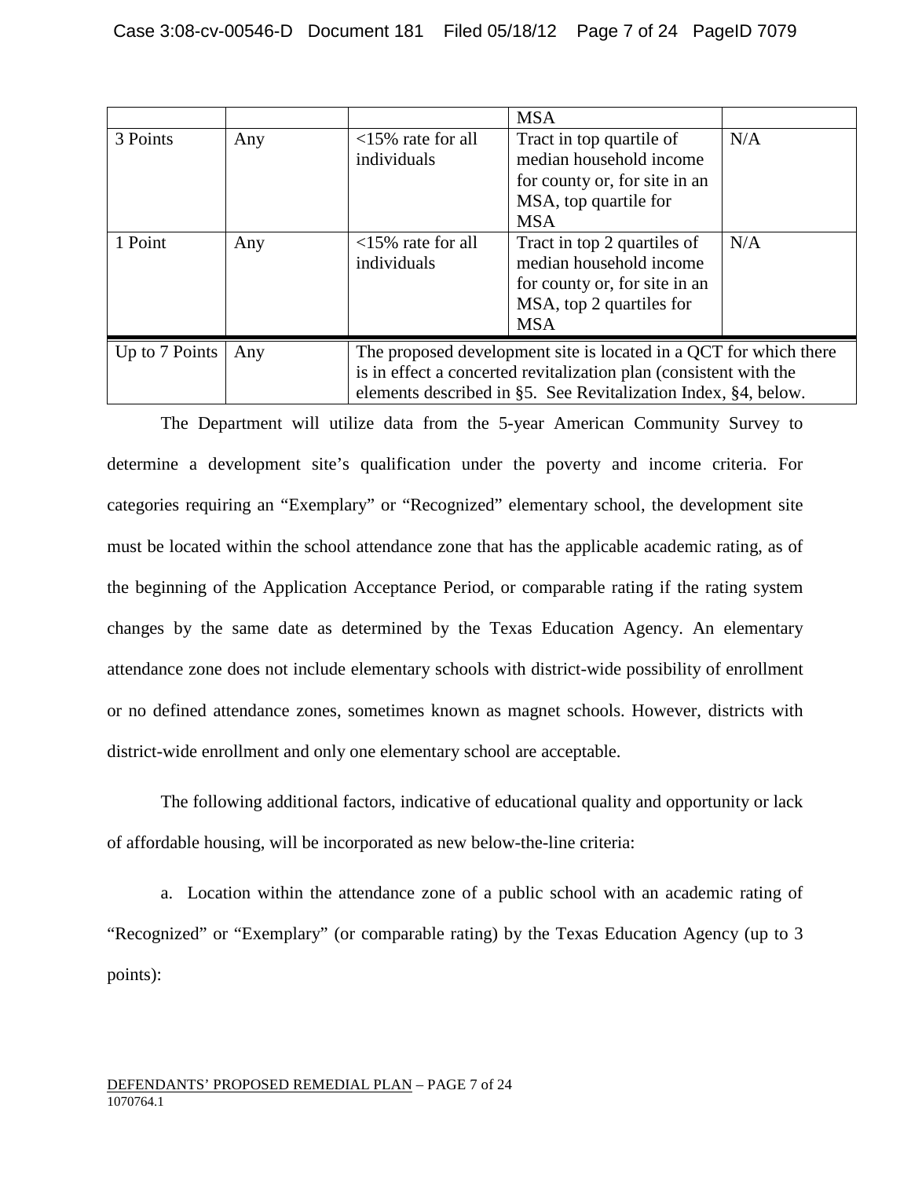| | | | MSA | |
|---|---|---|---|---|
| 3 Points | Any | <15% rate for all individuals | Tract in top quartile of median household income for county or, for site in an MSA, top quartile for MSA | N/A |
| 1 Point | Any | <15% rate for all individuals | Tract in top 2 quartiles of median household income for county or, for site in an MSA, top 2 quartiles for MSA | N/A |
| Up to 7 Points | Any | The proposed development site is located in a QCT for which there is in effect a concerted revitalization plan (consistent with the elements described in §5. See Revitalization Index, §4, below. | | |

The Department will utilize data from the 5-year American Community Survey to determine a development site's qualification under the poverty and income criteria. For categories requiring an "Exemplary" or "Recognized" elementary school, the development site must be located within the school attendance zone that has the applicable academic rating, as of the beginning of the Application Acceptance Period, or comparable rating if the rating system changes by the same date as determined by the Texas Education Agency. An elementary attendance zone does not include elementary schools with district-wide possibility of enrollment or no defined attendance zones, sometimes known as magnet schools. However, districts with district-wide enrollment and only one elementary school are acceptable.

The following additional factors, indicative of educational quality and opportunity or lack of affordable housing, will be incorporated as new below-the-line criteria:

a. Location within the attendance zone of a public school with an academic rating of "Recognized" or "Exemplary" (or comparable rating) by the Texas Education Agency (up to 3 points):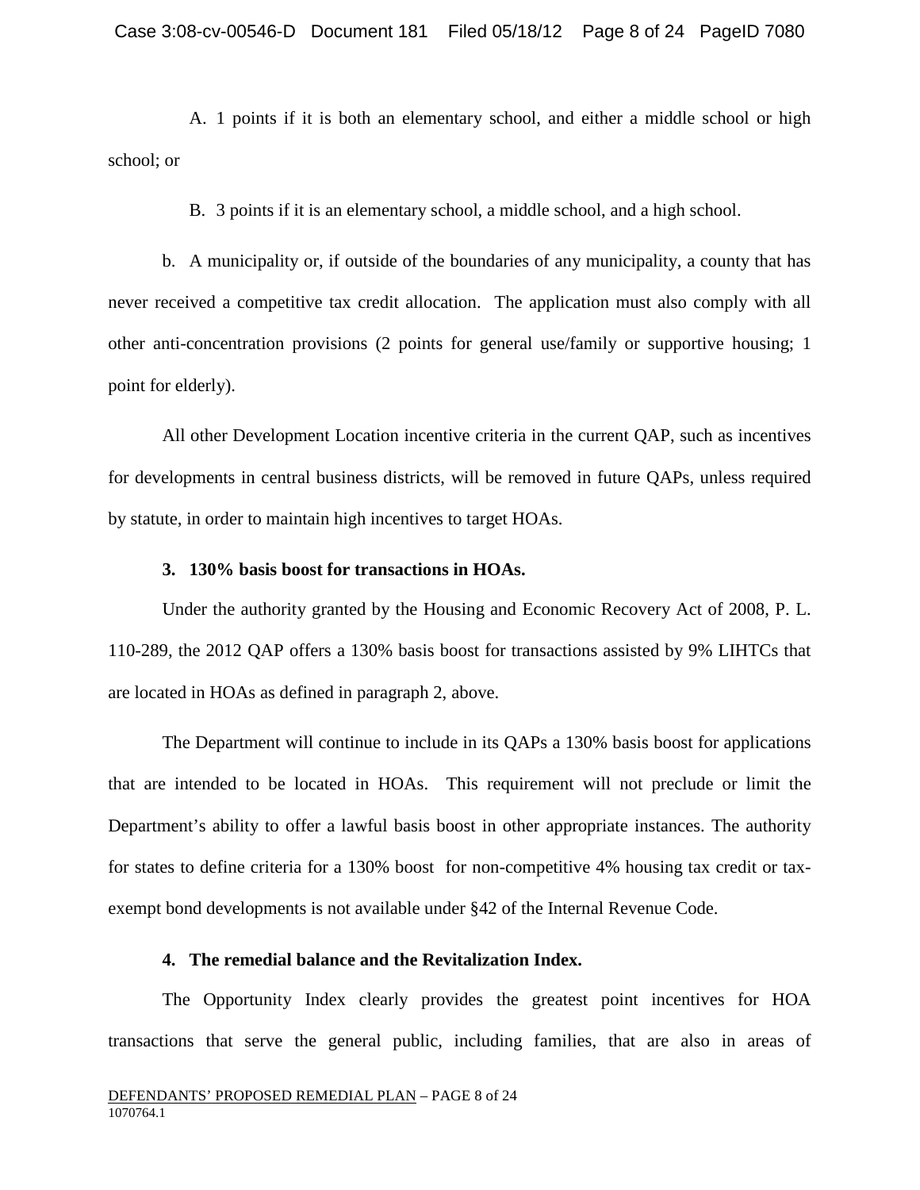A. 1 points if it is both an elementary school, and either a middle school or high school; or

B. 3 points if it is an elementary school, a middle school, and a high school.

b. A municipality or, if outside of the boundaries of any municipality, a county that has never received a competitive tax credit allocation. The application must also comply with all other anti-concentration provisions (2 points for general use/family or supportive housing; 1 point for elderly).

All other Development Location incentive criteria in the current QAP, such as incentives for developments in central business districts, will be removed in future QAPs, unless required by statute, in order to maintain high incentives to target HOAs.

**3. 130% basis boost for transactions in HOAs.**

Under the authority granted by the Housing and Economic Recovery Act of 2008, P. L. 110-289, the 2012 QAP offers a 130% basis boost for transactions assisted by 9% LIHTCs that are located in HOAs as defined in paragraph 2, above.

The Department will continue to include in its QAPs a 130% basis boost for applications that are intended to be located in HOAs. This requirement will not preclude or limit the Department's ability to offer a lawful basis boost in other appropriate instances. The authority for states to define criteria for a 130% boost for non-competitive 4% housing tax credit or tax-exempt bond developments is not available under §42 of the Internal Revenue Code.

**4. The remedial balance and the Revitalization Index.**

The Opportunity Index clearly provides the greatest point incentives for HOA transactions that serve the general public, including families, that are also in areas of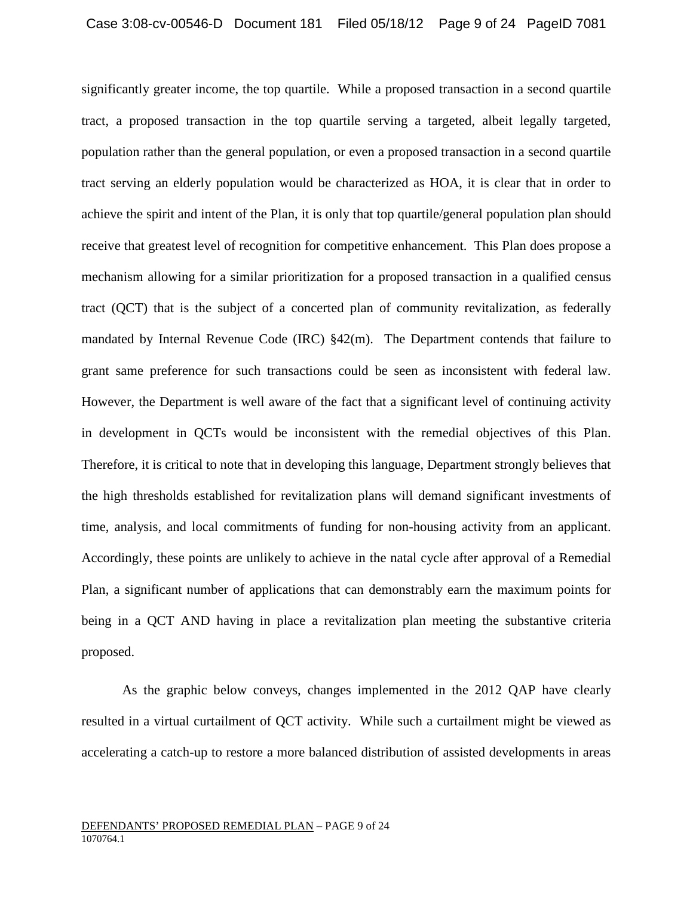significantly greater income, the top quartile. While a proposed transaction in a second quartile tract, a proposed transaction in the top quartile serving a targeted, albeit legally targeted, population rather than the general population, or even a proposed transaction in a second quartile tract serving an elderly population would be characterized as HOA, it is clear that in order to achieve the spirit and intent of the Plan, it is only that top quartile/general population plan should receive that greatest level of recognition for competitive enhancement. This Plan does propose a mechanism allowing for a similar prioritization for a proposed transaction in a qualified census tract (QCT) that is the subject of a concerted plan of community revitalization, as federally mandated by Internal Revenue Code (IRC) §42(m). The Department contends that failure to grant same preference for such transactions could be seen as inconsistent with federal law. However, the Department is well aware of the fact that a significant level of continuing activity in development in QCTs would be inconsistent with the remedial objectives of this Plan. Therefore, it is critical to note that in developing this language, Department strongly believes that the high thresholds established for revitalization plans will demand significant investments of time, analysis, and local commitments of funding for non-housing activity from an applicant. Accordingly, these points are unlikely to achieve in the natal cycle after approval of a Remedial Plan, a significant number of applications that can demonstrably earn the maximum points for being in a QCT AND having in place a revitalization plan meeting the substantive criteria proposed.

As the graphic below conveys, changes implemented in the 2012 QAP have clearly resulted in a virtual curtailment of QCT activity. While such a curtailment might be viewed as accelerating a catch-up to restore a more balanced distribution of assisted developments in areas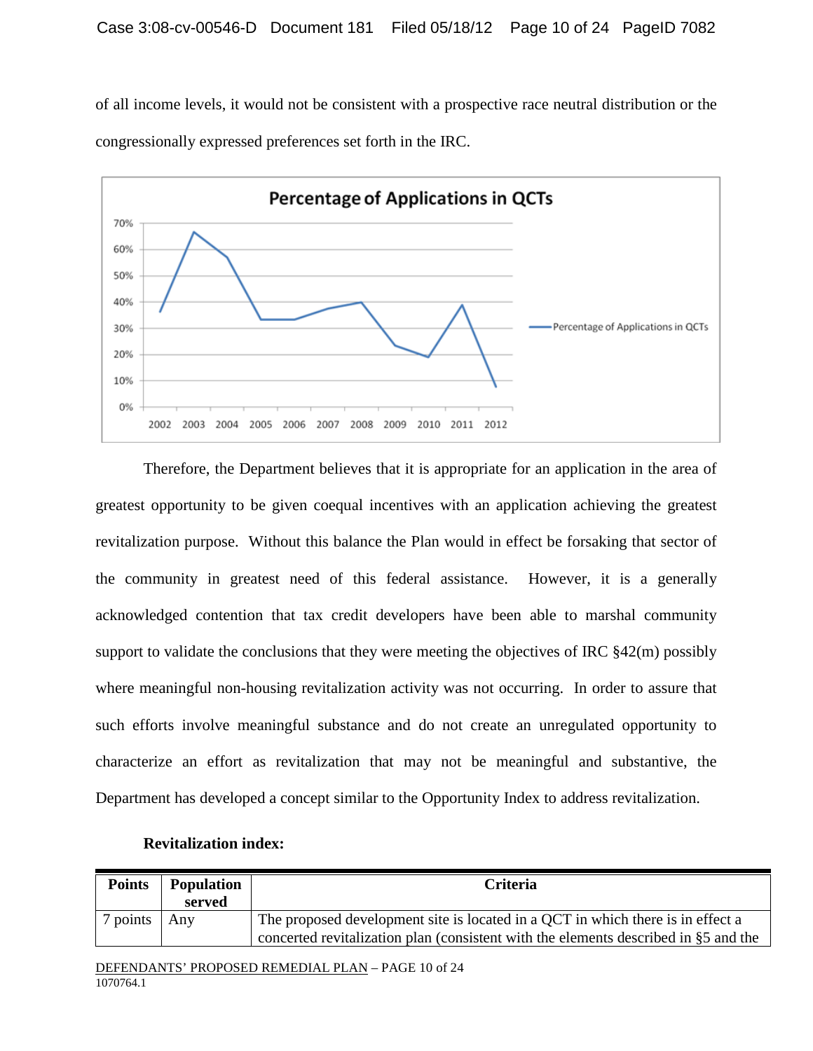of all income levels, it would not be consistent with a prospective race neutral distribution or the congressionally expressed preferences set forth in the IRC.

Therefore, the Department believes that it is appropriate for an application in the area of greatest opportunity to be given coequal incentives with an application achieving the greatest revitalization purpose. Without this balance the Plan would in effect be forsaking that sector of the community in greatest need of this federal assistance. However, it is a generally acknowledged contention that tax credit developers have been able to marshal community support to validate the conclusions that they were meeting the objectives of IRC §42(m) possibly where meaningful non-housing revitalization activity was not occurring. In order to assure that such efforts involve meaningful substance and do not create an unregulated opportunity to characterize an effort as revitalization that may not be meaningful and substantive, the Department has developed a concept similar to the Opportunity Index to address revitalization.

**Revitalization index:**

| Points | Population served | Criteria |
|---|---|---|
| 7 points | Any | The proposed development site is located in a QCT in which there is in effect a concerted revitalization plan (consistent with the elements described in §5 and the |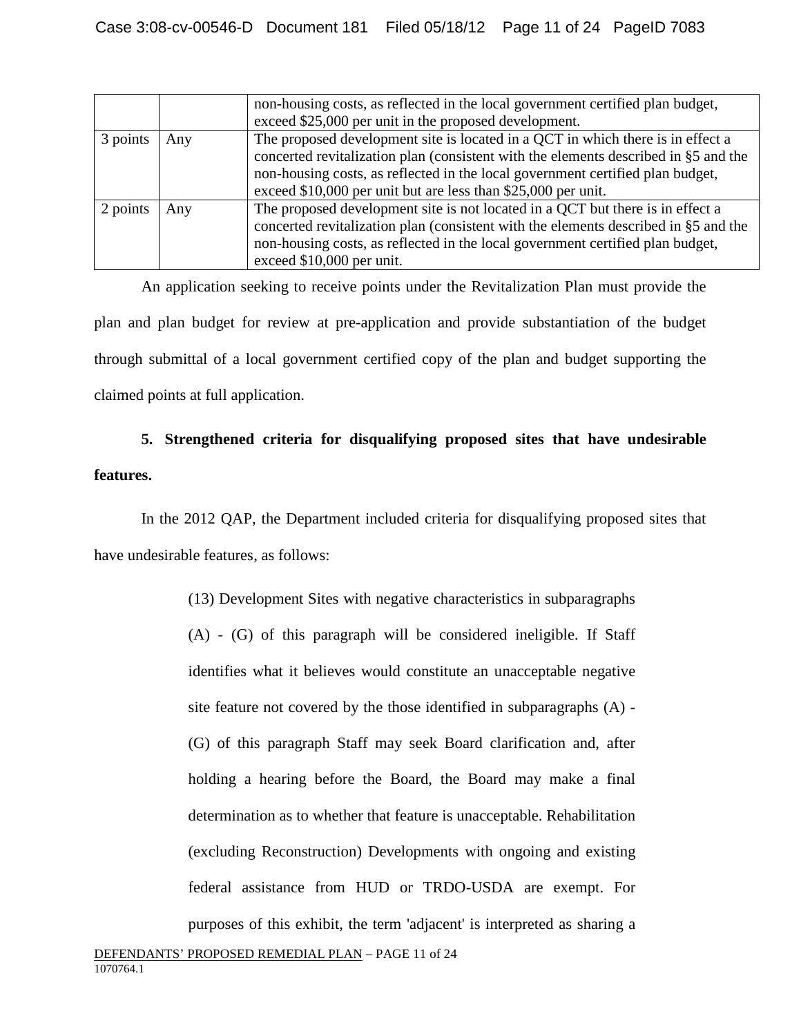| | | |
|---|---|---|
| | | non-housing costs, as reflected in the local government certified plan budget, exceed $25,000 per unit in the proposed development. |
| 3 points | Any | The proposed development site is located in a QCT in which there is in effect a concerted revitalization plan (consistent with the elements described in §5 and the non-housing costs, as reflected in the local government certified plan budget, exceed $10,000 per unit but are less than $25,000 per unit. |
| 2 points | Any | The proposed development site is not located in a QCT but there is in effect a concerted revitalization plan (consistent with the elements described in §5 and the non-housing costs, as reflected in the local government certified plan budget, exceed $10,000 per unit. |

An application seeking to receive points under the Revitalization Plan must provide the plan and plan budget for review at pre-application and provide substantiation of the budget through submittal of a local government certified copy of the plan and budget supporting the claimed points at full application.

**5. Strengthened criteria for disqualifying proposed sites that have undesirable features.**

In the 2012 QAP, the Department included criteria for disqualifying proposed sites that have undesirable features, as follows:

> (13) Development Sites with negative characteristics in subparagraphs (A) - (G) of this paragraph will be considered ineligible. If Staff identifies what it believes would constitute an unacceptable negative site feature not covered by the those identified in subparagraphs (A) - (G) of this paragraph Staff may seek Board clarification and, after holding a hearing before the Board, the Board may make a final determination as to whether that feature is unacceptable. Rehabilitation (excluding Reconstruction) Developments with ongoing and existing federal assistance from HUD or TRDO-USDA are exempt. For purposes of this exhibit, the term 'adjacent' is interpreted as sharing a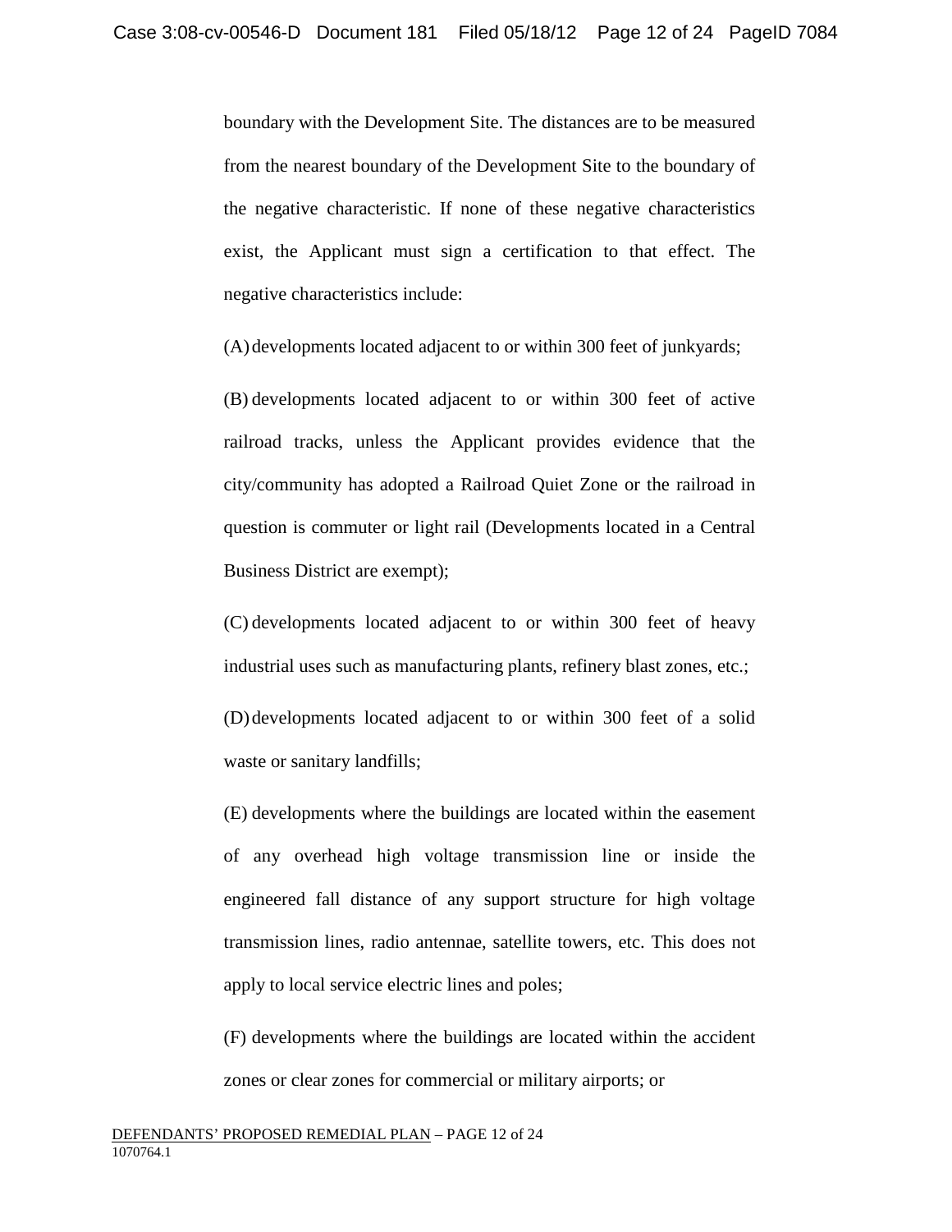boundary with the Development Site. The distances are to be measured from the nearest boundary of the Development Site to the boundary of the negative characteristic. If none of these negative characteristics exist, the Applicant must sign a certification to that effect. The negative characteristics include:

(A) developments located adjacent to or within 300 feet of junkyards;

(B) developments located adjacent to or within 300 feet of active railroad tracks, unless the Applicant provides evidence that the city/community has adopted a Railroad Quiet Zone or the railroad in question is commuter or light rail (Developments located in a Central Business District are exempt);

(C) developments located adjacent to or within 300 feet of heavy industrial uses such as manufacturing plants, refinery blast zones, etc.;

(D) developments located adjacent to or within 300 feet of a solid waste or sanitary landfills;

(E) developments where the buildings are located within the easement of any overhead high voltage transmission line or inside the engineered fall distance of any support structure for high voltage transmission lines, radio antennae, satellite towers, etc. This does not apply to local service electric lines and poles;

(F) developments where the buildings are located within the accident zones or clear zones for commercial or military airports; or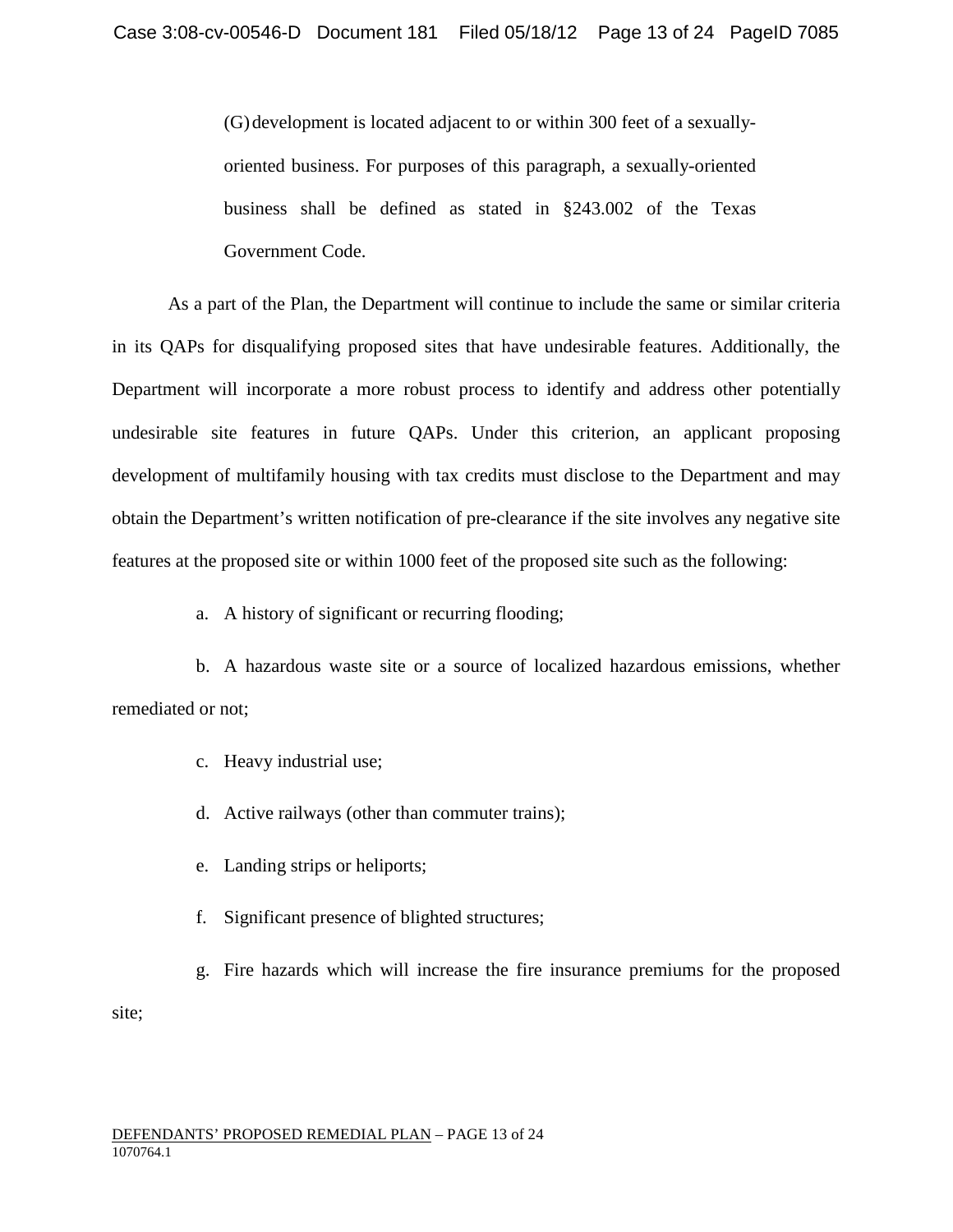(G) development is located adjacent to or within 300 feet of a sexually-oriented business. For purposes of this paragraph, a sexually-oriented business shall be defined as stated in §243.002 of the Texas Government Code.

As a part of the Plan, the Department will continue to include the same or similar criteria in its QAPs for disqualifying proposed sites that have undesirable features. Additionally, the Department will incorporate a more robust process to identify and address other potentially undesirable site features in future QAPs. Under this criterion, an applicant proposing development of multifamily housing with tax credits must disclose to the Department and may obtain the Department's written notification of pre-clearance if the site involves any negative site features at the proposed site or within 1000 feet of the proposed site such as the following:

a. A history of significant or recurring flooding;

b. A hazardous waste site or a source of localized hazardous emissions, whether remediated or not;

c. Heavy industrial use;

d. Active railways (other than commuter trains);

e. Landing strips or heliports;

f. Significant presence of blighted structures;

g. Fire hazards which will increase the fire insurance premiums for the proposed site;

DEFENDANTS' PROPOSED REMEDIAL PLAN – PAGE 13 of 24
1070764.1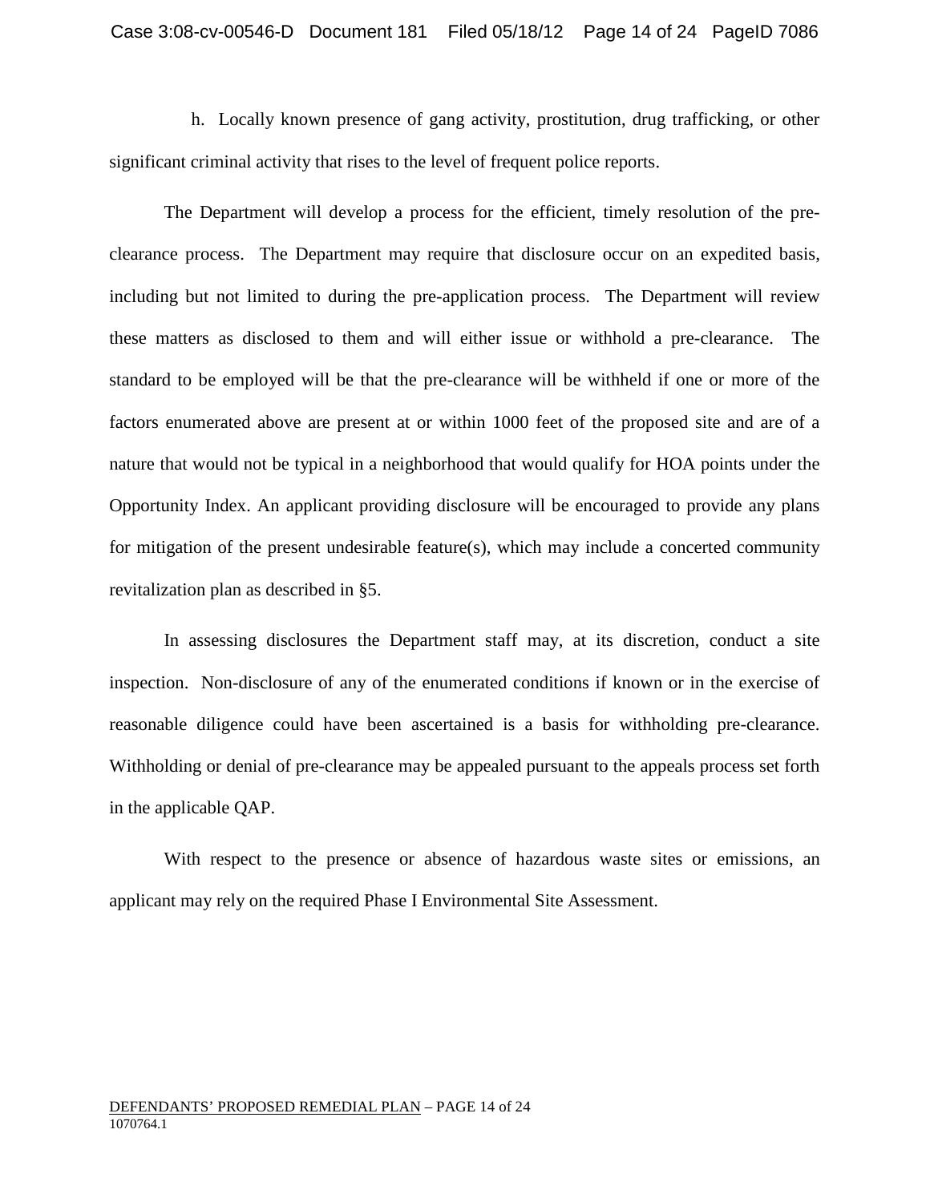h. Locally known presence of gang activity, prostitution, drug trafficking, or other significant criminal activity that rises to the level of frequent police reports.

The Department will develop a process for the efficient, timely resolution of the pre-clearance process. The Department may require that disclosure occur on an expedited basis, including but not limited to during the pre-application process. The Department will review these matters as disclosed to them and will either issue or withhold a pre-clearance. The standard to be employed will be that the pre-clearance will be withheld if one or more of the factors enumerated above are present at or within 1000 feet of the proposed site and are of a nature that would not be typical in a neighborhood that would qualify for HOA points under the Opportunity Index. An applicant providing disclosure will be encouraged to provide any plans for mitigation of the present undesirable feature(s), which may include a concerted community revitalization plan as described in §5.

In assessing disclosures the Department staff may, at its discretion, conduct a site inspection. Non-disclosure of any of the enumerated conditions if known or in the exercise of reasonable diligence could have been ascertained is a basis for withholding pre-clearance. Withholding or denial of pre-clearance may be appealed pursuant to the appeals process set forth in the applicable QAP.

With respect to the presence or absence of hazardous waste sites or emissions, an applicant may rely on the required Phase I Environmental Site Assessment.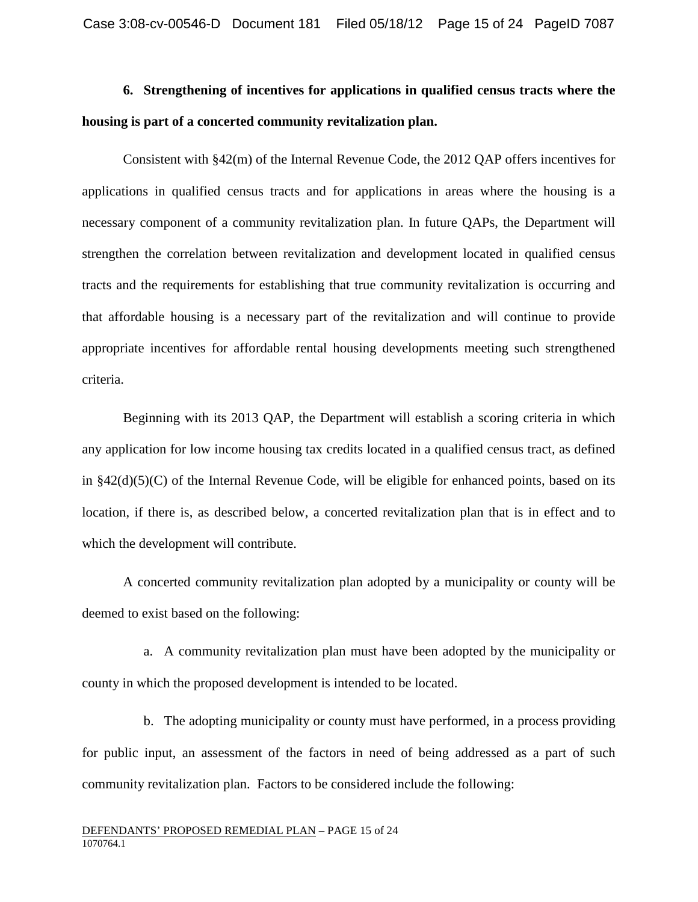**6. Strengthening of incentives for applications in qualified census tracts where the housing is part of a concerted community revitalization plan.**

Consistent with §42(m) of the Internal Revenue Code, the 2012 QAP offers incentives for applications in qualified census tracts and for applications in areas where the housing is a necessary component of a community revitalization plan. In future QAPs, the Department will strengthen the correlation between revitalization and development located in qualified census tracts and the requirements for establishing that true community revitalization is occurring and that affordable housing is a necessary part of the revitalization and will continue to provide appropriate incentives for affordable rental housing developments meeting such strengthened criteria.

Beginning with its 2013 QAP, the Department will establish a scoring criteria in which any application for low income housing tax credits located in a qualified census tract, as defined in §42(d)(5)(C) of the Internal Revenue Code, will be eligible for enhanced points, based on its location, if there is, as described below, a concerted revitalization plan that is in effect and to which the development will contribute.

A concerted community revitalization plan adopted by a municipality or county will be deemed to exist based on the following:

a. A community revitalization plan must have been adopted by the municipality or county in which the proposed development is intended to be located.

b. The adopting municipality or county must have performed, in a process providing for public input, an assessment of the factors in need of being addressed as a part of such community revitalization plan. Factors to be considered include the following: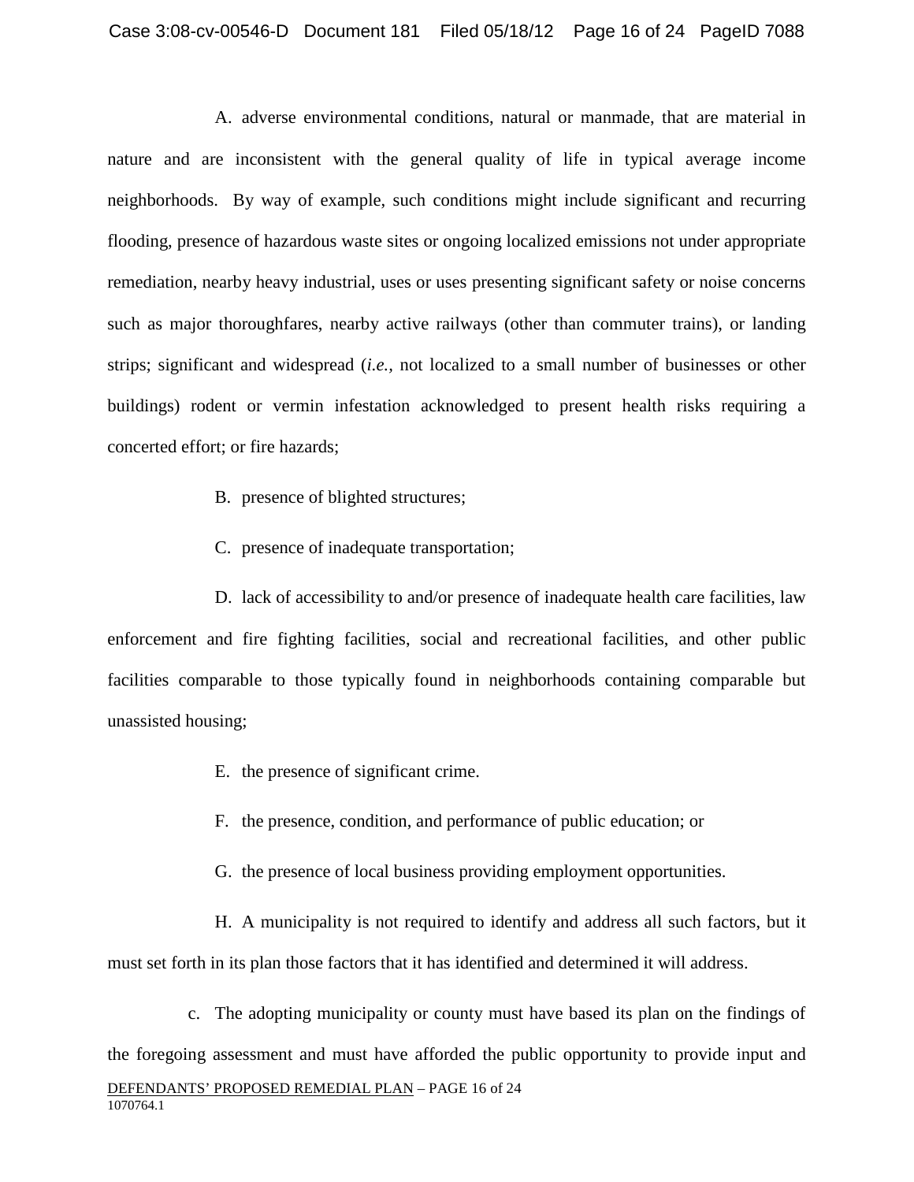A. adverse environmental conditions, natural or manmade, that are material in nature and are inconsistent with the general quality of life in typical average income neighborhoods. By way of example, such conditions might include significant and recurring flooding, presence of hazardous waste sites or ongoing localized emissions not under appropriate remediation, nearby heavy industrial, uses or uses presenting significant safety or noise concerns such as major thoroughfares, nearby active railways (other than commuter trains), or landing strips; significant and widespread (*i.e.*, not localized to a small number of businesses or other buildings) rodent or vermin infestation acknowledged to present health risks requiring a concerted effort; or fire hazards;

B. presence of blighted structures;

C. presence of inadequate transportation;

D. lack of accessibility to and/or presence of inadequate health care facilities, law enforcement and fire fighting facilities, social and recreational facilities, and other public facilities comparable to those typically found in neighborhoods containing comparable but unassisted housing;

E. the presence of significant crime.

F. the presence, condition, and performance of public education; or

G. the presence of local business providing employment opportunities.

H. A municipality is not required to identify and address all such factors, but it must set forth in its plan those factors that it has identified and determined it will address.

c. The adopting municipality or county must have based its plan on the findings of the foregoing assessment and must have afforded the public opportunity to provide input and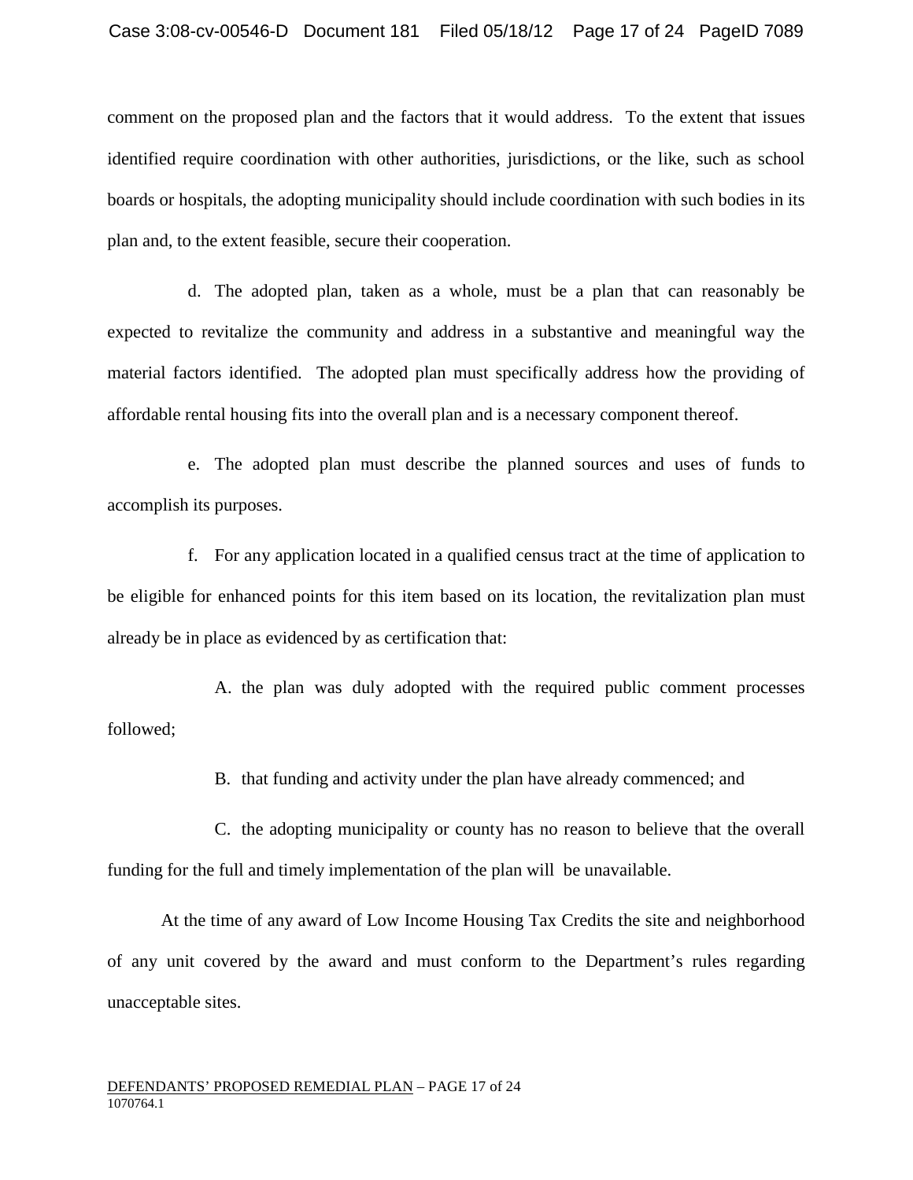comment on the proposed plan and the factors that it would address. To the extent that issues identified require coordination with other authorities, jurisdictions, or the like, such as school boards or hospitals, the adopting municipality should include coordination with such bodies in its plan and, to the extent feasible, secure their cooperation.

d. The adopted plan, taken as a whole, must be a plan that can reasonably be expected to revitalize the community and address in a substantive and meaningful way the material factors identified. The adopted plan must specifically address how the providing of affordable rental housing fits into the overall plan and is a necessary component thereof.

e. The adopted plan must describe the planned sources and uses of funds to accomplish its purposes.

f. For any application located in a qualified census tract at the time of application to be eligible for enhanced points for this item based on its location, the revitalization plan must already be in place as evidenced by as certification that:

A. the plan was duly adopted with the required public comment processes followed;

B. that funding and activity under the plan have already commenced; and

C. the adopting municipality or county has no reason to believe that the overall funding for the full and timely implementation of the plan will be unavailable.

At the time of any award of Low Income Housing Tax Credits the site and neighborhood of any unit covered by the award and must conform to the Department's rules regarding unacceptable sites.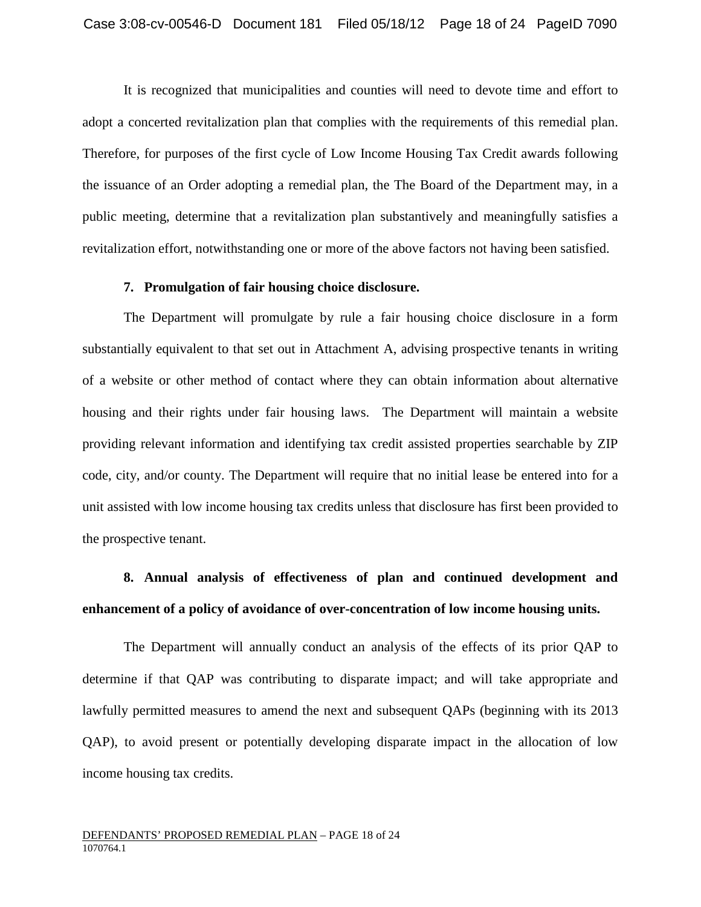It is recognized that municipalities and counties will need to devote time and effort to adopt a concerted revitalization plan that complies with the requirements of this remedial plan. Therefore, for purposes of the first cycle of Low Income Housing Tax Credit awards following the issuance of an Order adopting a remedial plan, the The Board of the Department may, in a public meeting, determine that a revitalization plan substantively and meaningfully satisfies a revitalization effort, notwithstanding one or more of the above factors not having been satisfied.

**7. Promulgation of fair housing choice disclosure.**

The Department will promulgate by rule a fair housing choice disclosure in a form substantially equivalent to that set out in Attachment A, advising prospective tenants in writing of a website or other method of contact where they can obtain information about alternative housing and their rights under fair housing laws. The Department will maintain a website providing relevant information and identifying tax credit assisted properties searchable by ZIP code, city, and/or county. The Department will require that no initial lease be entered into for a unit assisted with low income housing tax credits unless that disclosure has first been provided to the prospective tenant.

**8. Annual analysis of effectiveness of plan and continued development and enhancement of a policy of avoidance of over-concentration of low income housing units.**

The Department will annually conduct an analysis of the effects of its prior QAP to determine if that QAP was contributing to disparate impact; and will take appropriate and lawfully permitted measures to amend the next and subsequent QAPs (beginning with its 2013 QAP), to avoid present or potentially developing disparate impact in the allocation of low income housing tax credits.

DEFENDANTS' PROPOSED REMEDIAL PLAN – PAGE 18 of 24
1070764.1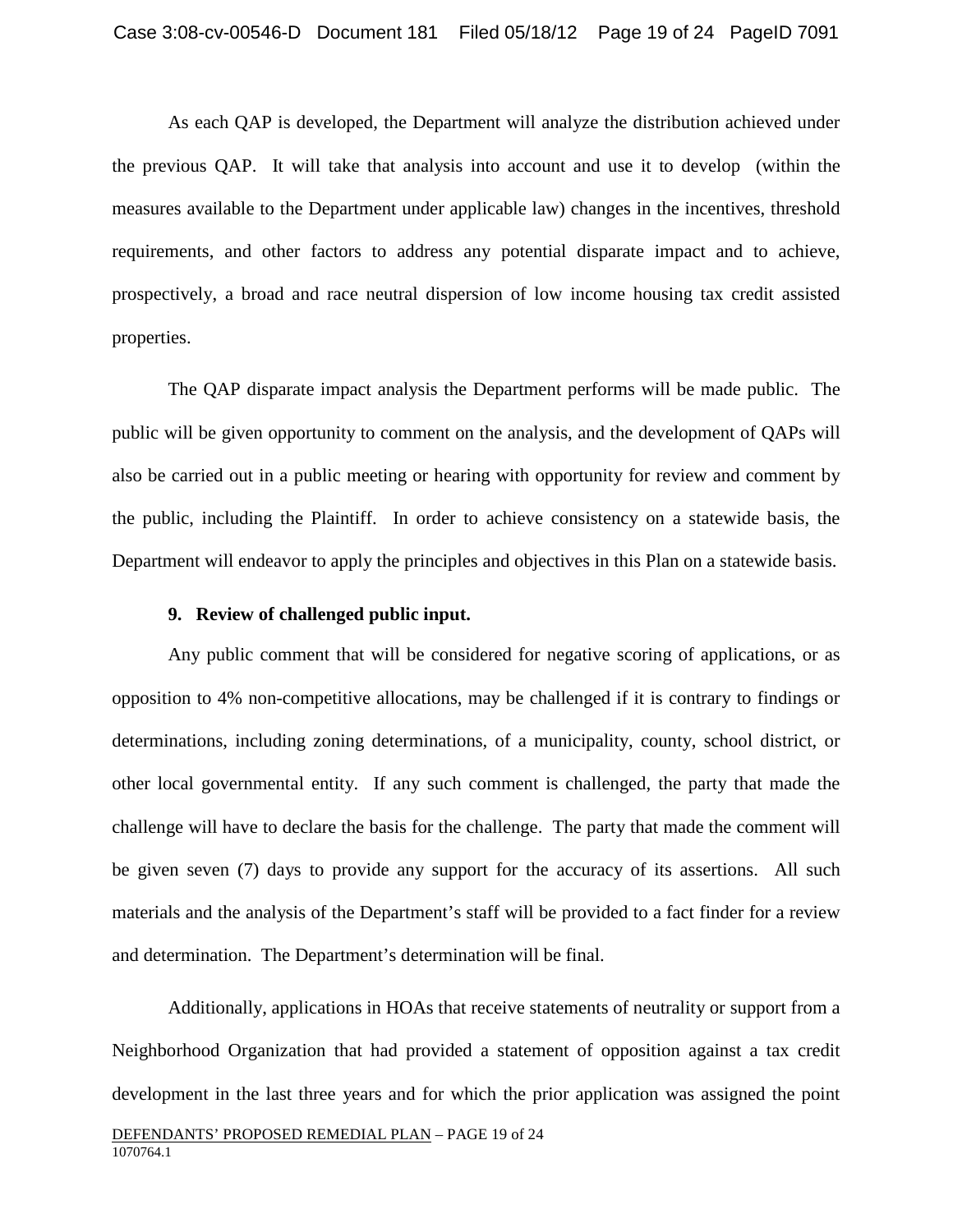As each QAP is developed, the Department will analyze the distribution achieved under the previous QAP. It will take that analysis into account and use it to develop (within the measures available to the Department under applicable law) changes in the incentives, threshold requirements, and other factors to address any potential disparate impact and to achieve, prospectively, a broad and race neutral dispersion of low income housing tax credit assisted properties.

The QAP disparate impact analysis the Department performs will be made public. The public will be given opportunity to comment on the analysis, and the development of QAPs will also be carried out in a public meeting or hearing with opportunity for review and comment by the public, including the Plaintiff. In order to achieve consistency on a statewide basis, the Department will endeavor to apply the principles and objectives in this Plan on a statewide basis.

**9. Review of challenged public input.**

Any public comment that will be considered for negative scoring of applications, or as opposition to 4% non-competitive allocations, may be challenged if it is contrary to findings or determinations, including zoning determinations, of a municipality, county, school district, or other local governmental entity. If any such comment is challenged, the party that made the challenge will have to declare the basis for the challenge. The party that made the comment will be given seven (7) days to provide any support for the accuracy of its assertions. All such materials and the analysis of the Department's staff will be provided to a fact finder for a review and determination. The Department's determination will be final.

Additionally, applications in HOAs that receive statements of neutrality or support from a Neighborhood Organization that had provided a statement of opposition against a tax credit development in the last three years and for which the prior application was assigned the point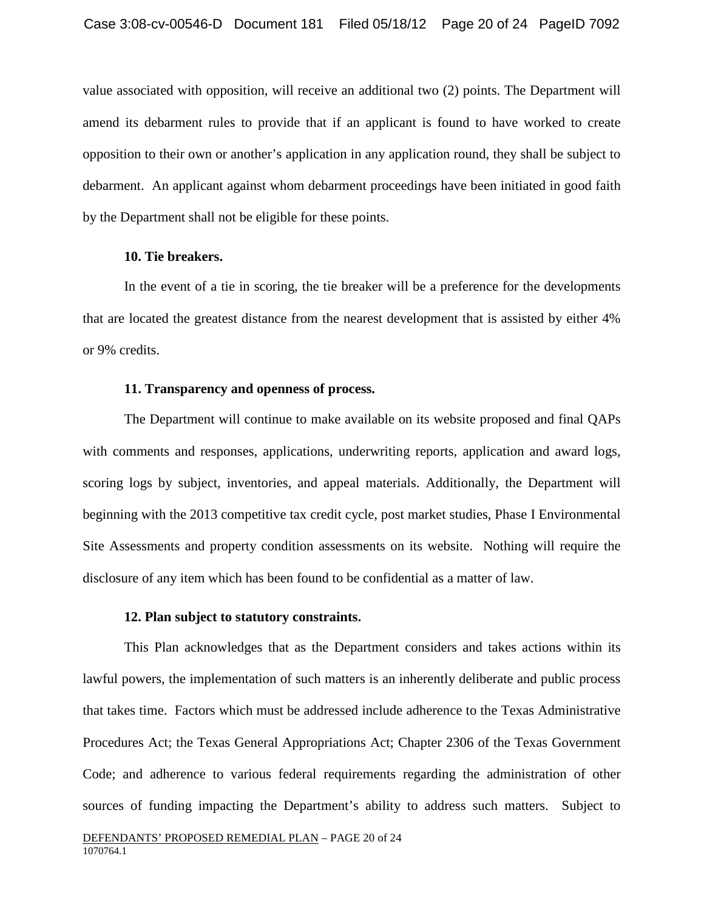value associated with opposition, will receive an additional two (2) points. The Department will amend its debarment rules to provide that if an applicant is found to have worked to create opposition to their own or another's application in any application round, they shall be subject to debarment. An applicant against whom debarment proceedings have been initiated in good faith by the Department shall not be eligible for these points.

**10. Tie breakers.**

In the event of a tie in scoring, the tie breaker will be a preference for the developments that are located the greatest distance from the nearest development that is assisted by either 4% or 9% credits.

**11. Transparency and openness of process.**

The Department will continue to make available on its website proposed and final QAPs with comments and responses, applications, underwriting reports, application and award logs, scoring logs by subject, inventories, and appeal materials. Additionally, the Department will beginning with the 2013 competitive tax credit cycle, post market studies, Phase I Environmental Site Assessments and property condition assessments on its website. Nothing will require the disclosure of any item which has been found to be confidential as a matter of law.

**12. Plan subject to statutory constraints.**

This Plan acknowledges that as the Department considers and takes actions within its lawful powers, the implementation of such matters is an inherently deliberate and public process that takes time. Factors which must be addressed include adherence to the Texas Administrative Procedures Act; the Texas General Appropriations Act; Chapter 2306 of the Texas Government Code; and adherence to various federal requirements regarding the administration of other sources of funding impacting the Department's ability to address such matters. Subject to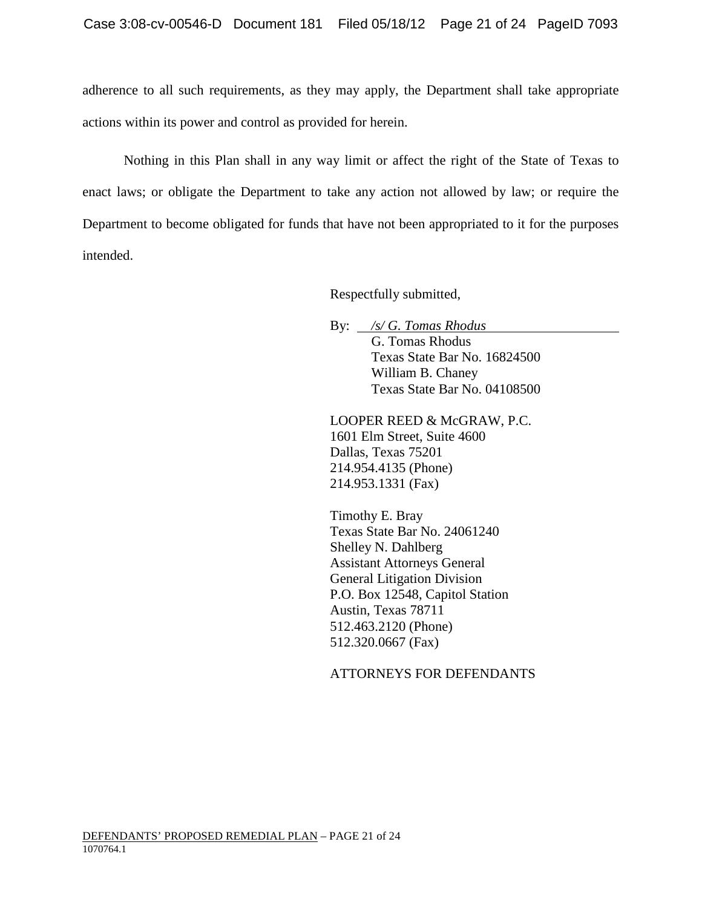adherence to all such requirements, as they may apply, the Department shall take appropriate actions within its power and control as provided for herein.

Nothing in this Plan shall in any way limit or affect the right of the State of Texas to enact laws; or obligate the Department to take any action not allowed by law; or require the Department to become obligated for funds that have not been appropriated to it for the purposes intended.

Respectfully submitted,

By: *\/s/ G. Tomas Rhodus*
G. Tomas Rhodus
Texas State Bar No. 16824500
William B. Chaney
Texas State Bar No. 04108500

LOOPER REED & McGRAW, P.C.
1601 Elm Street, Suite 4600
Dallas, Texas 75201
214.954.4135 (Phone)
214.953.1331 (Fax)

Timothy E. Bray
Texas State Bar No. 24061240
Shelley N. Dahlberg
Assistant Attorneys General
General Litigation Division
P.O. Box 12548, Capitol Station
Austin, Texas 78711
512.463.2120 (Phone)
512.320.0667 (Fax)

ATTORNEYS FOR DEFENDANTS

DEFENDANTS' PROPOSED REMEDIAL PLAN – PAGE 21 of 24
1070764.1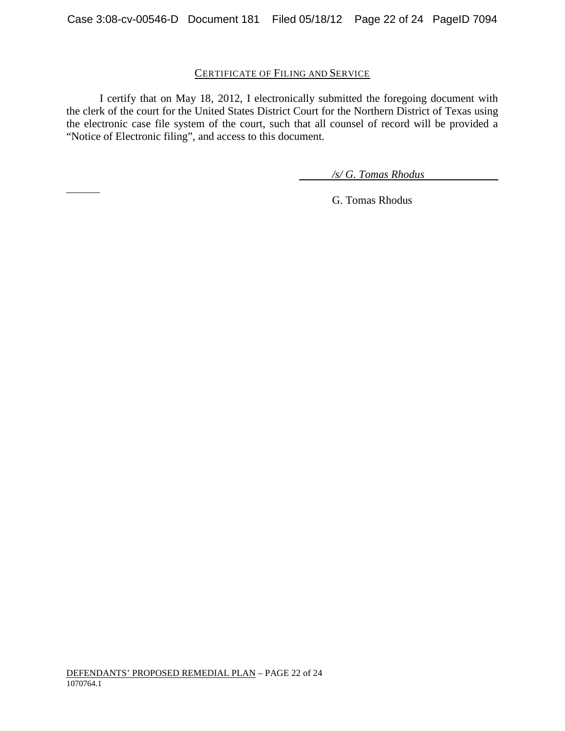## CERTIFICATE OF FILING AND SERVICE

I certify that on May 18, 2012, I electronically submitted the foregoing document with the clerk of the court for the United States District Court for the Northern District of Texas using the electronic case file system of the court, such that all counsel of record will be provided a "Notice of Electronic filing", and access to this document.

*/s/ G. Tomas Rhodus*

G. Tomas Rhodus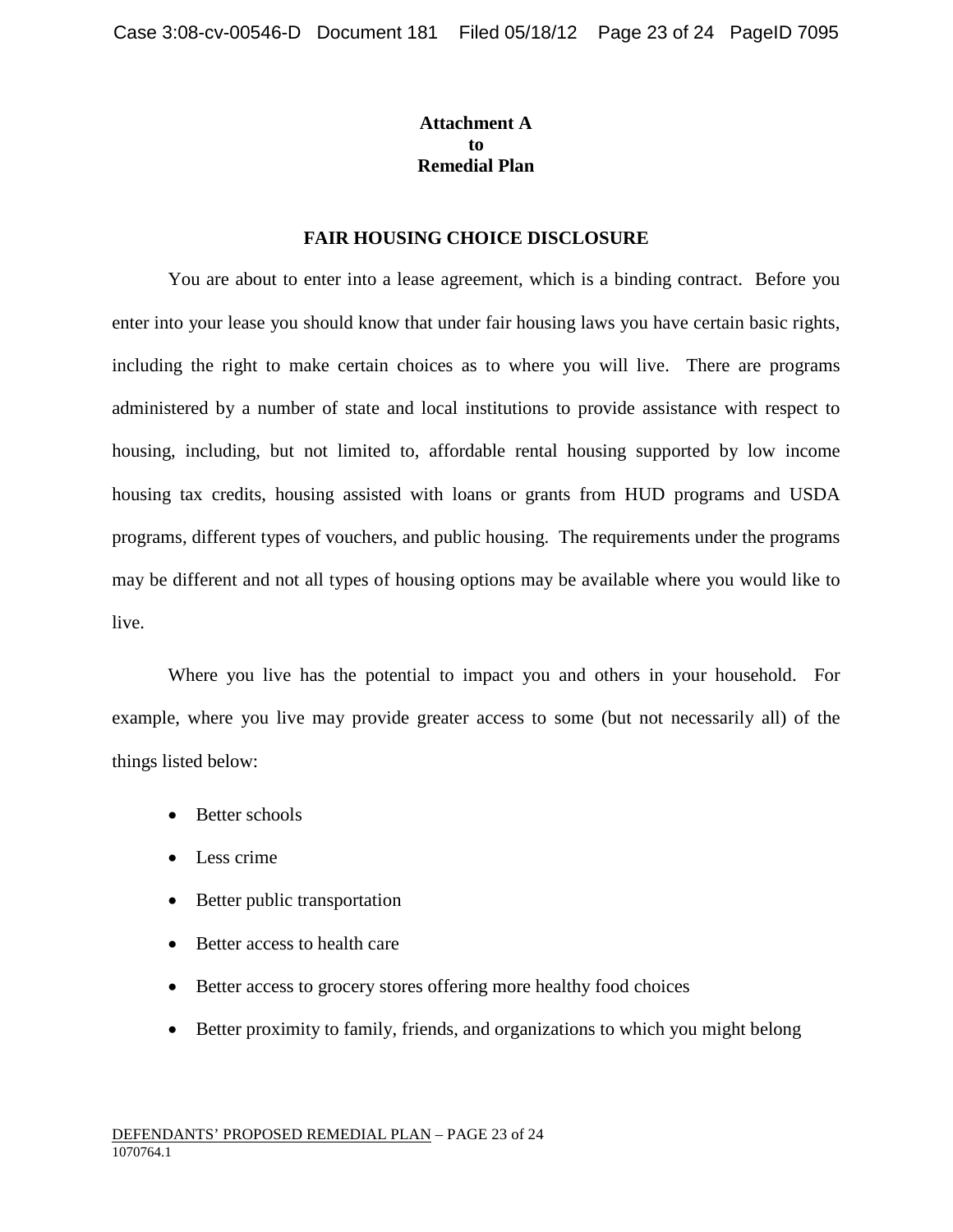**Attachment A**
**to**
**Remedial Plan**

## FAIR HOUSING CHOICE DISCLOSURE

You are about to enter into a lease agreement, which is a binding contract. Before you enter into your lease you should know that under fair housing laws you have certain basic rights, including the right to make certain choices as to where you will live. There are programs administered by a number of state and local institutions to provide assistance with respect to housing, including, but not limited to, affordable rental housing supported by low income housing tax credits, housing assisted with loans or grants from HUD programs and USDA programs, different types of vouchers, and public housing. The requirements under the programs may be different and not all types of housing options may be available where you would like to live.

Where you live has the potential to impact you and others in your household. For example, where you live may provide greater access to some (but not necessarily all) of the things listed below:

- Better schools
- Less crime
- Better public transportation
- Better access to health care
- Better access to grocery stores offering more healthy food choices
- Better proximity to family, friends, and organizations to which you might belong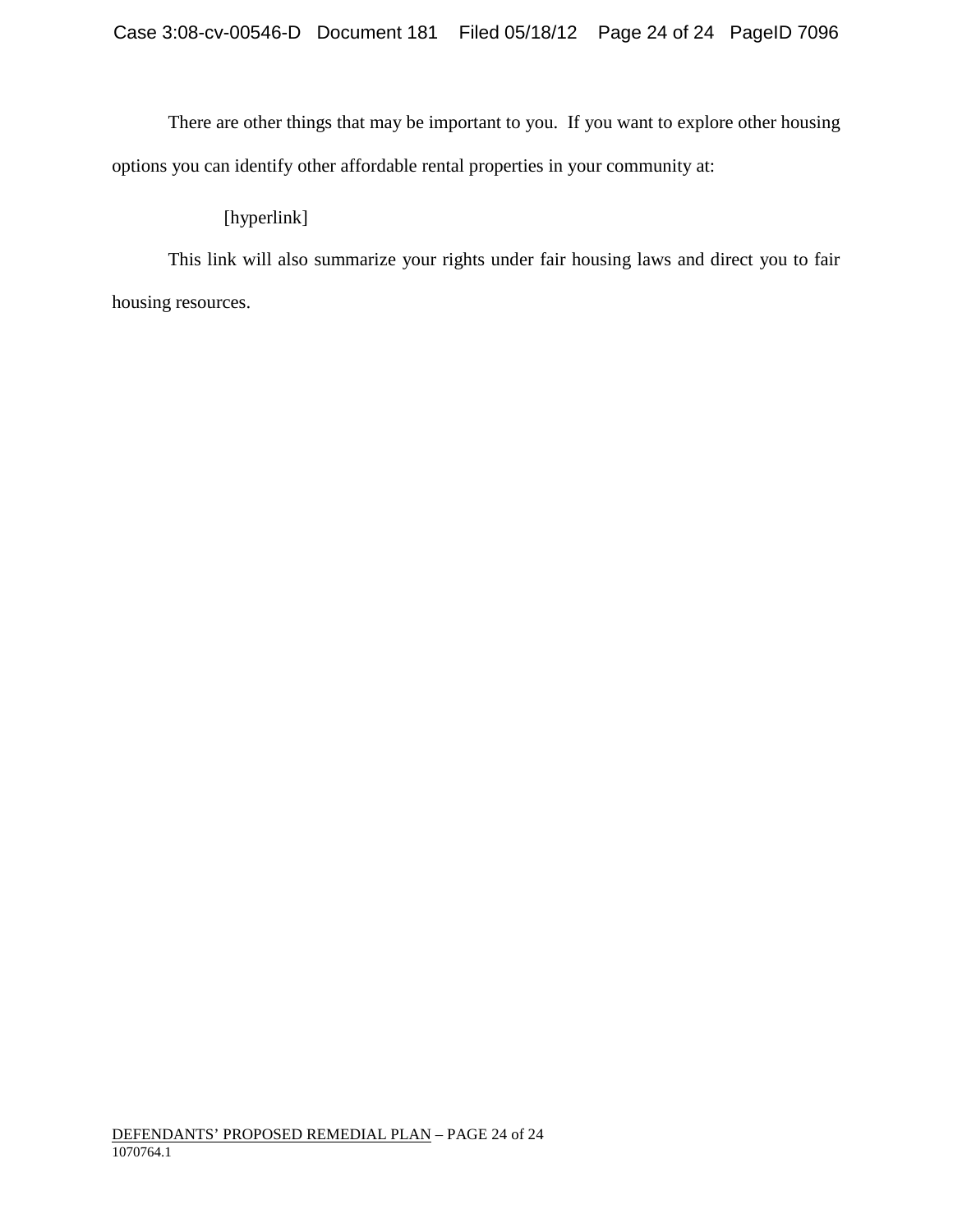There are other things that may be important to you. If you want to explore other housing options you can identify other affordable rental properties in your community at:

[hyperlink]

This link will also summarize your rights under fair housing laws and direct you to fair housing resources.